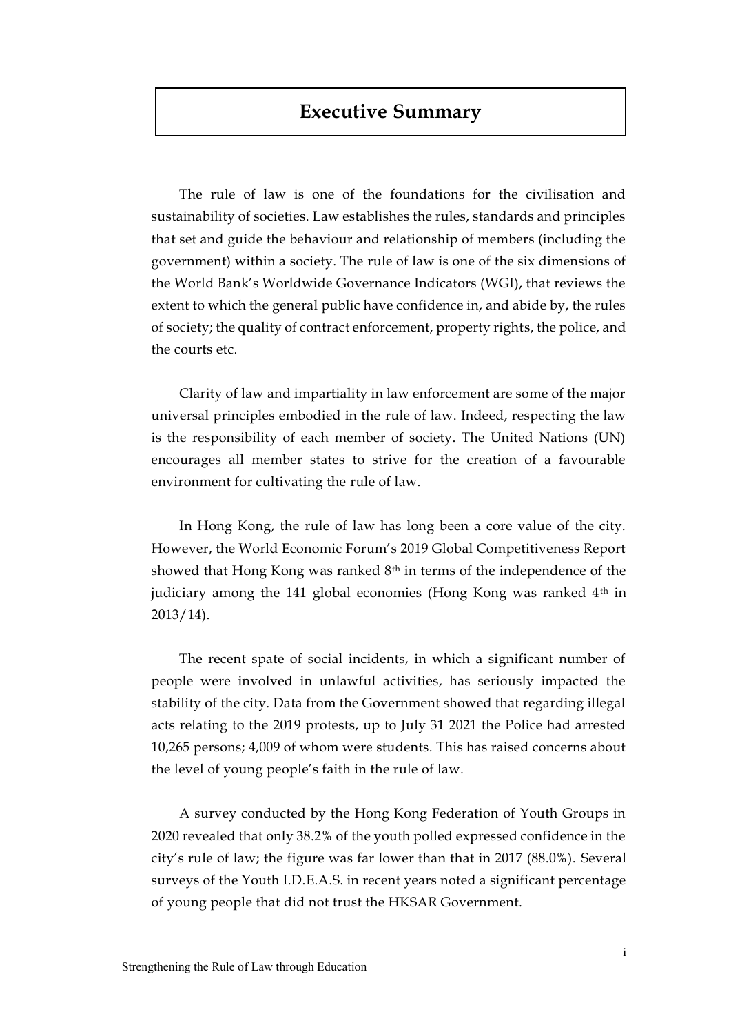# Executive Summary

The rule of law is one of the foundations for the civilisation and sustainability of societies. Law establishes the rules, standards and principles that set and guide the behaviour and relationship of members (including the government) within a society. The rule of law is one of the six dimensions of the World Bank's Worldwide Governance Indicators (WGI), that reviews the extent to which the general public have confidence in, and abide by, the rules of society; the quality of contract enforcement, property rights, the police, and the courts etc.

Clarity of law and impartiality in law enforcement are some of the major universal principles embodied in the rule of law. Indeed, respecting the law is the responsibility of each member of society. The United Nations (UN) encourages all member states to strive for the creation of a favourable environment for cultivating the rule of law.

In Hong Kong, the rule of law has long been a core value of the city. However, the World Economic Forum's 2019 Global Competitiveness Report showed that Hong Kong was ranked 8th in terms of the independence of the judiciary among the 141 global economies (Hong Kong was ranked 4th in 2013/14).

The recent spate of social incidents, in which a significant number of people were involved in unlawful activities, has seriously impacted the stability of the city. Data from the Government showed that regarding illegal acts relating to the 2019 protests, up to July 31 2021 the Police had arrested 10,265 persons; 4,009 of whom were students. This has raised concerns about the level of young people's faith in the rule of law.

A survey conducted by the Hong Kong Federation of Youth Groups in 2020 revealed that only 38.2% of the youth polled expressed confidence in the city's rule of law; the figure was far lower than that in 2017 (88.0%). Several surveys of the Youth I.D.E.A.S. in recent years noted a significant percentage of young people that did not trust the HKSAR Government.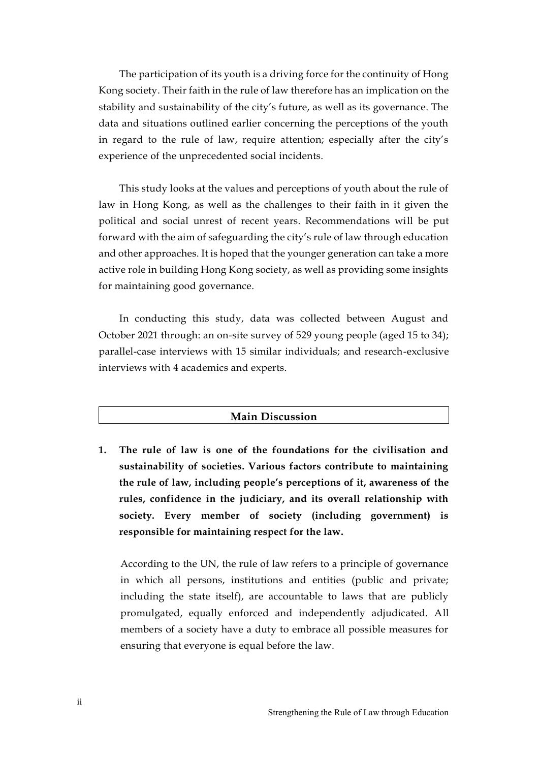The participation of its youth is a driving force for the continuity of Hong Kong society. Their faith in the rule of law therefore has an implication on the stability and sustainability of the city's future, as well as its governance. The data and situations outlined earlier concerning the perceptions of the youth in regard to the rule of law, require attention; especially after the city's experience of the unprecedented social incidents.

This study looks at the values and perceptions of youth about the rule of law in Hong Kong, as well as the challenges to their faith in it given the political and social unrest of recent years. Recommendations will be put forward with the aim of safeguarding the city's rule of law through education and other approaches. It is hoped that the younger generation can take a more active role in building Hong Kong society, as well as providing some insights for maintaining good governance.

In conducting this study, data was collected between August and October 2021 through: an on-site survey of 529 young people (aged 15 to 34); parallel-case interviews with 15 similar individuals; and research-exclusive interviews with 4 academics and experts.

## Main Discussion

1. **The rule of law is one of the foundations for the civilisation and sustainability of societies. Various factors contribute to maintaining the rule of law, including people's perceptions of it, awareness of the rules, confidence in the judiciary, and its overall relationship with society. Every member of society (including government) is responsible for maintaining respect for the law.**

   According to the UN, the rule of law refers to a principle of governance in which all persons, institutions and entities (public and private; including the state itself), are accountable to laws that are publicly promulgated, equally enforced and independently adjudicated. All members of a society have a duty to embrace all possible measures for ensuring that everyone is equal before the law.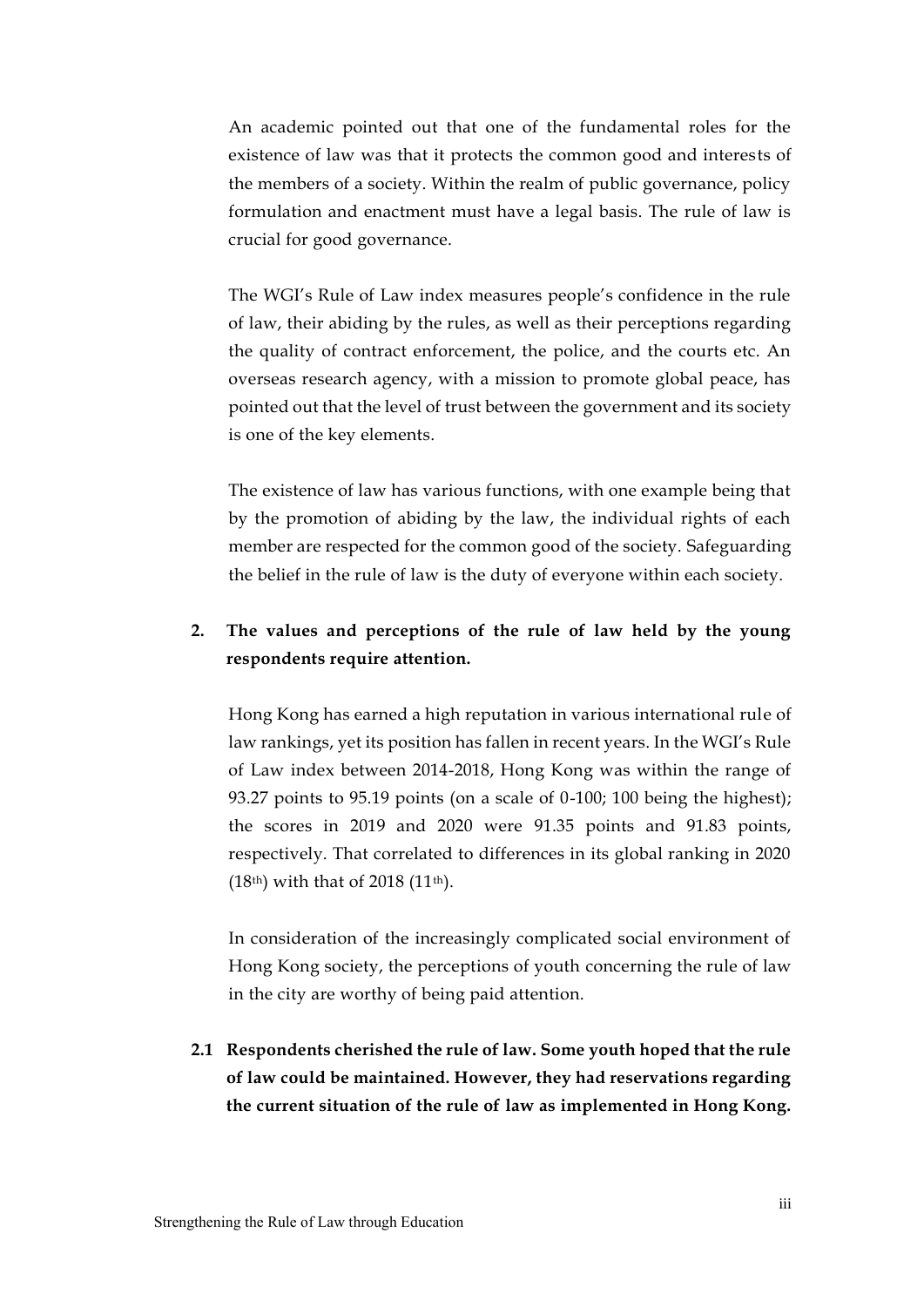An academic pointed out that one of the fundamental roles for the existence of law was that it protects the common good and interests of the members of a society. Within the realm of public governance, policy formulation and enactment must have a legal basis. The rule of law is crucial for good governance.

The WGI's Rule of Law index measures people's confidence in the rule of law, their abiding by the rules, as well as their perceptions regarding the quality of contract enforcement, the police, and the courts etc. An overseas research agency, with a mission to promote global peace, has pointed out that the level of trust between the government and its society is one of the key elements.

The existence of law has various functions, with one example being that by the promotion of abiding by the law, the individual rights of each member are respected for the common good of the society. Safeguarding the belief in the rule of law is the duty of everyone within each society.

**2. The values and perceptions of the rule of law held by the young respondents require attention.**

Hong Kong has earned a high reputation in various international rule of law rankings, yet its position has fallen in recent years. In the WGI's Rule of Law index between 2014-2018, Hong Kong was within the range of 93.27 points to 95.19 points (on a scale of 0-100; 100 being the highest); the scores in 2019 and 2020 were 91.35 points and 91.83 points, respectively. That correlated to differences in its global ranking in 2020 (18th) with that of 2018 (11th).

In consideration of the increasingly complicated social environment of Hong Kong society, the perceptions of youth concerning the rule of law in the city are worthy of being paid attention.

**2.1 Respondents cherished the rule of law. Some youth hoped that the rule of law could be maintained. However, they had reservations regarding the current situation of the rule of law as implemented in Hong Kong.**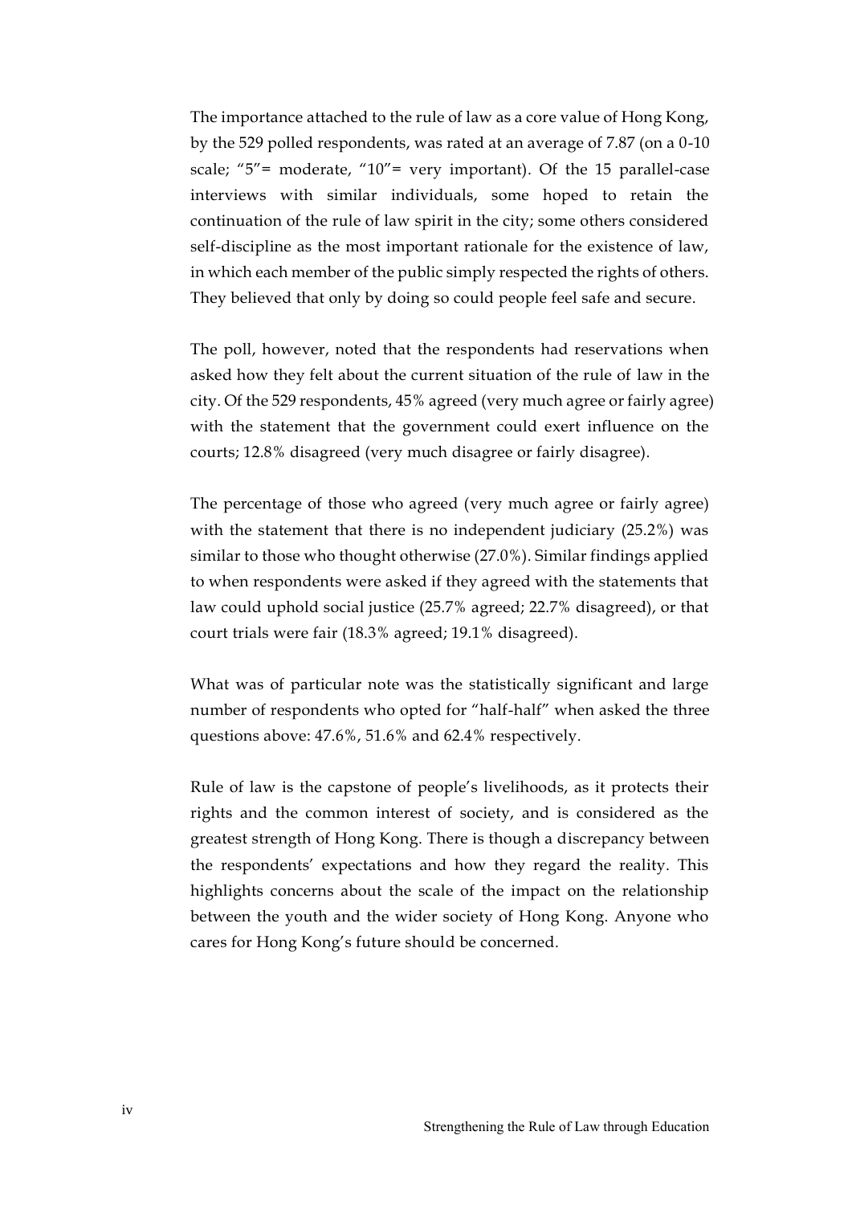The importance attached to the rule of law as a core value of Hong Kong, by the 529 polled respondents, was rated at an average of 7.87 (on a 0-10 scale; "5"= moderate, "10"= very important). Of the 15 parallel-case interviews with similar individuals, some hoped to retain the continuation of the rule of law spirit in the city; some others considered self-discipline as the most important rationale for the existence of law, in which each member of the public simply respected the rights of others. They believed that only by doing so could people feel safe and secure.

The poll, however, noted that the respondents had reservations when asked how they felt about the current situation of the rule of law in the city. Of the 529 respondents, 45% agreed (very much agree or fairly agree) with the statement that the government could exert influence on the courts; 12.8% disagreed (very much disagree or fairly disagree).

The percentage of those who agreed (very much agree or fairly agree) with the statement that there is no independent judiciary (25.2%) was similar to those who thought otherwise (27.0%). Similar findings applied to when respondents were asked if they agreed with the statements that law could uphold social justice (25.7% agreed; 22.7% disagreed), or that court trials were fair (18.3% agreed; 19.1% disagreed).

What was of particular note was the statistically significant and large number of respondents who opted for "half-half" when asked the three questions above: 47.6%, 51.6% and 62.4% respectively.

Rule of law is the capstone of people's livelihoods, as it protects their rights and the common interest of society, and is considered as the greatest strength of Hong Kong. There is though a discrepancy between the respondents' expectations and how they regard the reality. This highlights concerns about the scale of the impact on the relationship between the youth and the wider society of Hong Kong. Anyone who cares for Hong Kong's future should be concerned.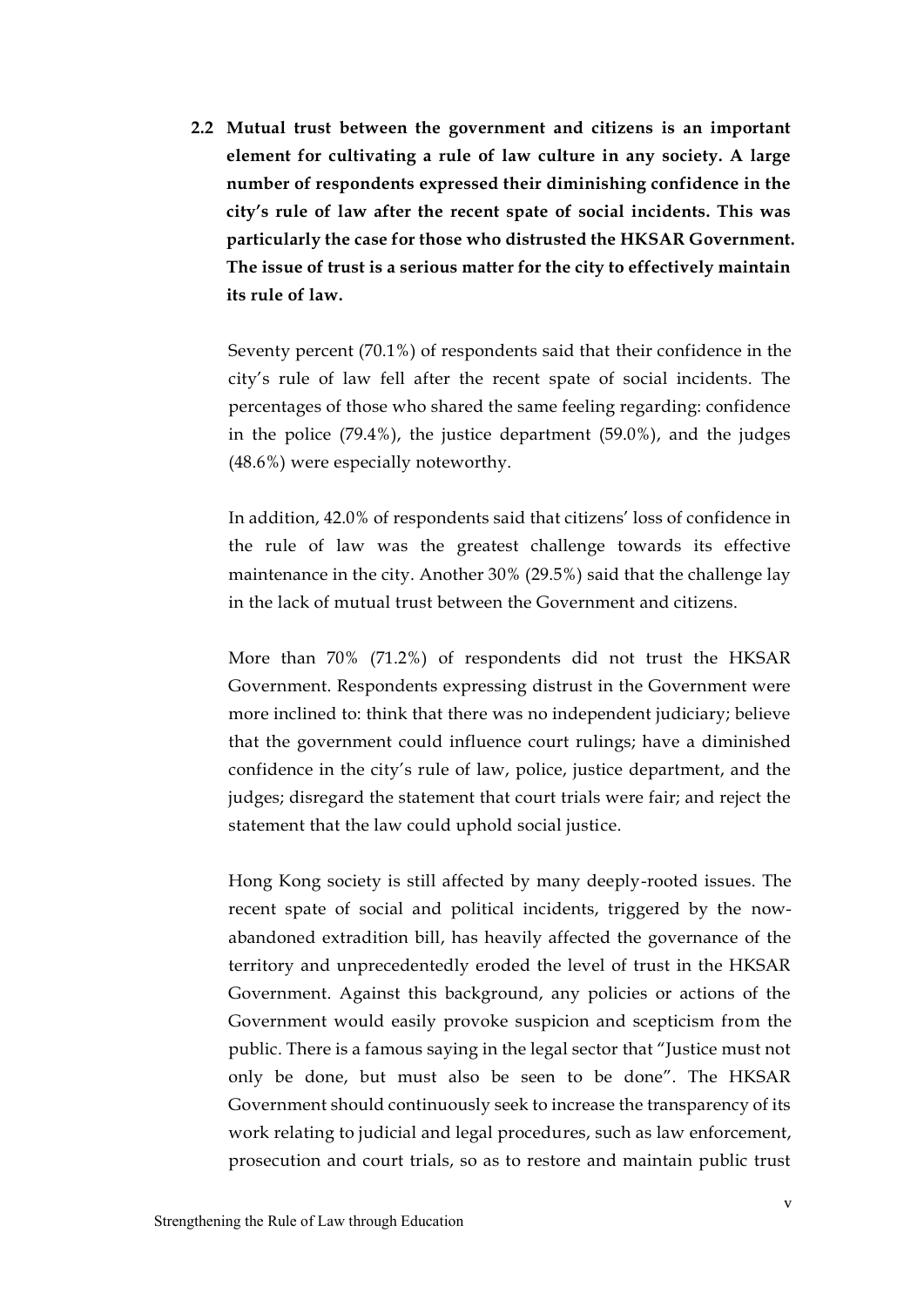**2.2 Mutual trust between the government and citizens is an important element for cultivating a rule of law culture in any society. A large number of respondents expressed their diminishing confidence in the city's rule of law after the recent spate of social incidents. This was particularly the case for those who distrusted the HKSAR Government. The issue of trust is a serious matter for the city to effectively maintain its rule of law.**

Seventy percent (70.1%) of respondents said that their confidence in the city's rule of law fell after the recent spate of social incidents. The percentages of those who shared the same feeling regarding: confidence in the police (79.4%), the justice department (59.0%), and the judges (48.6%) were especially noteworthy.

In addition, 42.0% of respondents said that citizens' loss of confidence in the rule of law was the greatest challenge towards its effective maintenance in the city. Another 30% (29.5%) said that the challenge lay in the lack of mutual trust between the Government and citizens.

More than 70% (71.2%) of respondents did not trust the HKSAR Government. Respondents expressing distrust in the Government were more inclined to: think that there was no independent judiciary; believe that the government could influence court rulings; have a diminished confidence in the city's rule of law, police, justice department, and the judges; disregard the statement that court trials were fair; and reject the statement that the law could uphold social justice.

Hong Kong society is still affected by many deeply-rooted issues. The recent spate of social and political incidents, triggered by the now-abandoned extradition bill, has heavily affected the governance of the territory and unprecedentedly eroded the level of trust in the HKSAR Government. Against this background, any policies or actions of the Government would easily provoke suspicion and scepticism from the public. There is a famous saying in the legal sector that "Justice must not only be done, but must also be seen to be done". The HKSAR Government should continuously seek to increase the transparency of its work relating to judicial and legal procedures, such as law enforcement, prosecution and court trials, so as to restore and maintain public trust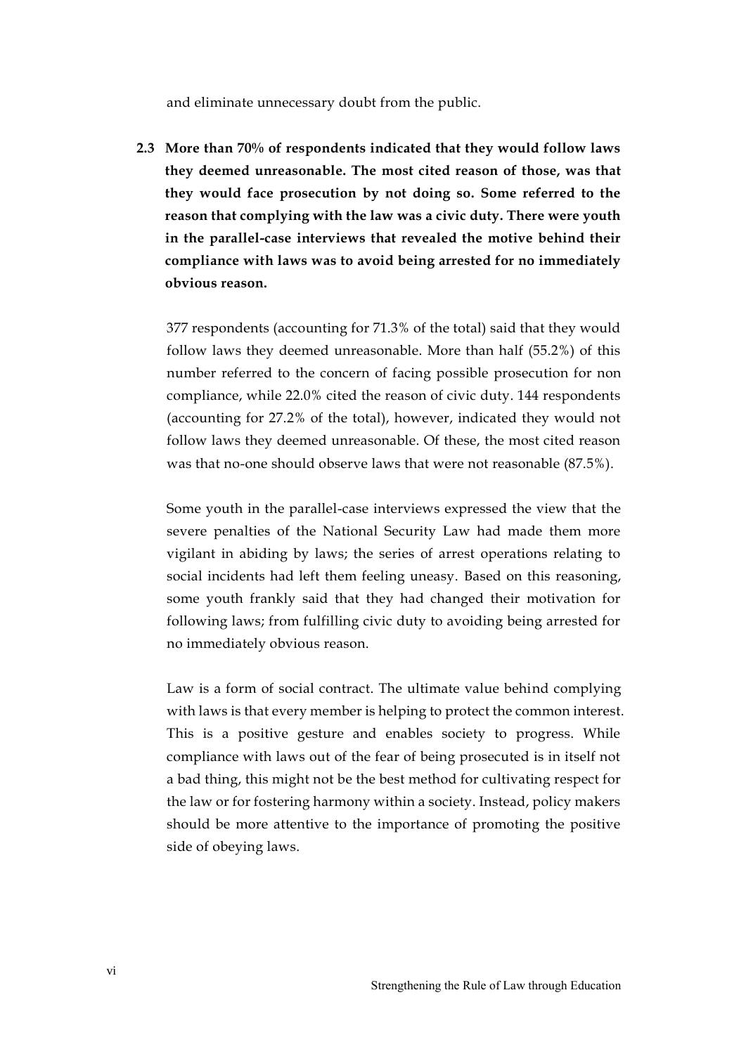and eliminate unnecessary doubt from the public.

**2.3 More than 70% of respondents indicated that they would follow laws they deemed unreasonable. The most cited reason of those, was that they would face prosecution by not doing so. Some referred to the reason that complying with the law was a civic duty. There were youth in the parallel-case interviews that revealed the motive behind their compliance with laws was to avoid being arrested for no immediately obvious reason.**

377 respondents (accounting for 71.3% of the total) said that they would follow laws they deemed unreasonable. More than half (55.2%) of this number referred to the concern of facing possible prosecution for non compliance, while 22.0% cited the reason of civic duty. 144 respondents (accounting for 27.2% of the total), however, indicated they would not follow laws they deemed unreasonable. Of these, the most cited reason was that no-one should observe laws that were not reasonable (87.5%).

Some youth in the parallel-case interviews expressed the view that the severe penalties of the National Security Law had made them more vigilant in abiding by laws; the series of arrest operations relating to social incidents had left them feeling uneasy. Based on this reasoning, some youth frankly said that they had changed their motivation for following laws; from fulfilling civic duty to avoiding being arrested for no immediately obvious reason.

Law is a form of social contract. The ultimate value behind complying with laws is that every member is helping to protect the common interest. This is a positive gesture and enables society to progress. While compliance with laws out of the fear of being prosecuted is in itself not a bad thing, this might not be the best method for cultivating respect for the law or for fostering harmony within a society. Instead, policy makers should be more attentive to the importance of promoting the positive side of obeying laws.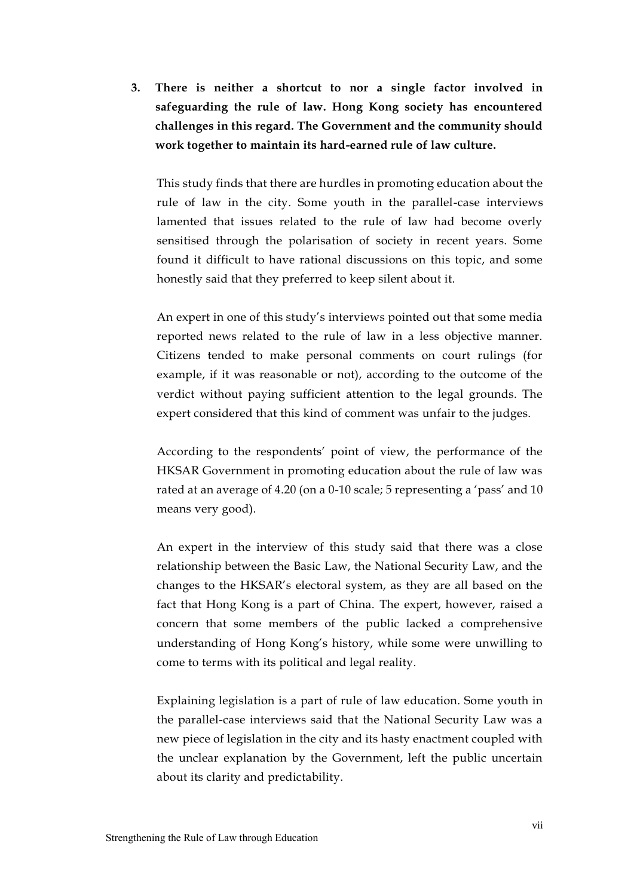3. **There is neither a shortcut to nor a single factor involved in safeguarding the rule of law. Hong Kong society has encountered challenges in this regard. The Government and the community should work together to maintain its hard-earned rule of law culture.**

   This study finds that there are hurdles in promoting education about the rule of law in the city. Some youth in the parallel-case interviews lamented that issues related to the rule of law had become overly sensitised through the polarisation of society in recent years. Some found it difficult to have rational discussions on this topic, and some honestly said that they preferred to keep silent about it.

   An expert in one of this study's interviews pointed out that some media reported news related to the rule of law in a less objective manner. Citizens tended to make personal comments on court rulings (for example, if it was reasonable or not), according to the outcome of the verdict without paying sufficient attention to the legal grounds. The expert considered that this kind of comment was unfair to the judges.

   According to the respondents' point of view, the performance of the HKSAR Government in promoting education about the rule of law was rated at an average of 4.20 (on a 0-10 scale; 5 representing a 'pass' and 10 means very good).

   An expert in the interview of this study said that there was a close relationship between the Basic Law, the National Security Law, and the changes to the HKSAR's electoral system, as they are all based on the fact that Hong Kong is a part of China. The expert, however, raised a concern that some members of the public lacked a comprehensive understanding of Hong Kong's history, while some were unwilling to come to terms with its political and legal reality.

   Explaining legislation is a part of rule of law education. Some youth in the parallel-case interviews said that the National Security Law was a new piece of legislation in the city and its hasty enactment coupled with the unclear explanation by the Government, left the public uncertain about its clarity and predictability.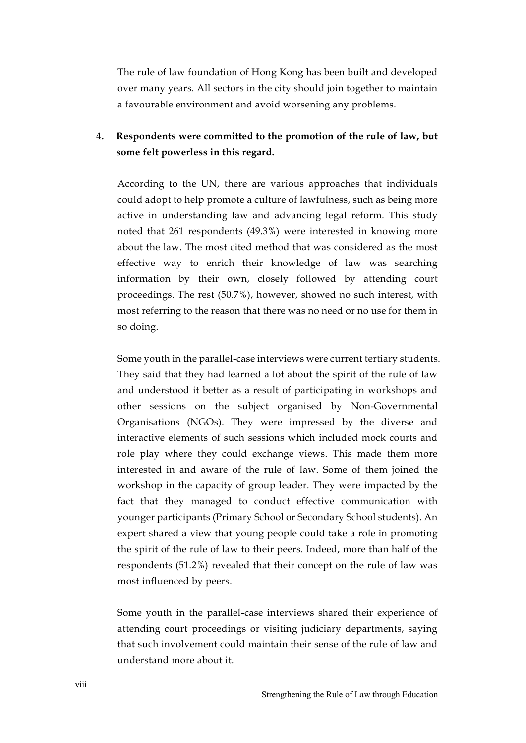The rule of law foundation of Hong Kong has been built and developed over many years. All sectors in the city should join together to maintain a favourable environment and avoid worsening any problems.

**4. Respondents were committed to the promotion of the rule of law, but some felt powerless in this regard.**

According to the UN, there are various approaches that individuals could adopt to help promote a culture of lawfulness, such as being more active in understanding law and advancing legal reform. This study noted that 261 respondents (49.3%) were interested in knowing more about the law. The most cited method that was considered as the most effective way to enrich their knowledge of law was searching information by their own, closely followed by attending court proceedings. The rest (50.7%), however, showed no such interest, with most referring to the reason that there was no need or no use for them in so doing.

Some youth in the parallel-case interviews were current tertiary students. They said that they had learned a lot about the spirit of the rule of law and understood it better as a result of participating in workshops and other sessions on the subject organised by Non-Governmental Organisations (NGOs). They were impressed by the diverse and interactive elements of such sessions which included mock courts and role play where they could exchange views. This made them more interested in and aware of the rule of law. Some of them joined the workshop in the capacity of group leader. They were impacted by the fact that they managed to conduct effective communication with younger participants (Primary School or Secondary School students). An expert shared a view that young people could take a role in promoting the spirit of the rule of law to their peers. Indeed, more than half of the respondents (51.2%) revealed that their concept on the rule of law was most influenced by peers.

Some youth in the parallel-case interviews shared their experience of attending court proceedings or visiting judiciary departments, saying that such involvement could maintain their sense of the rule of law and understand more about it.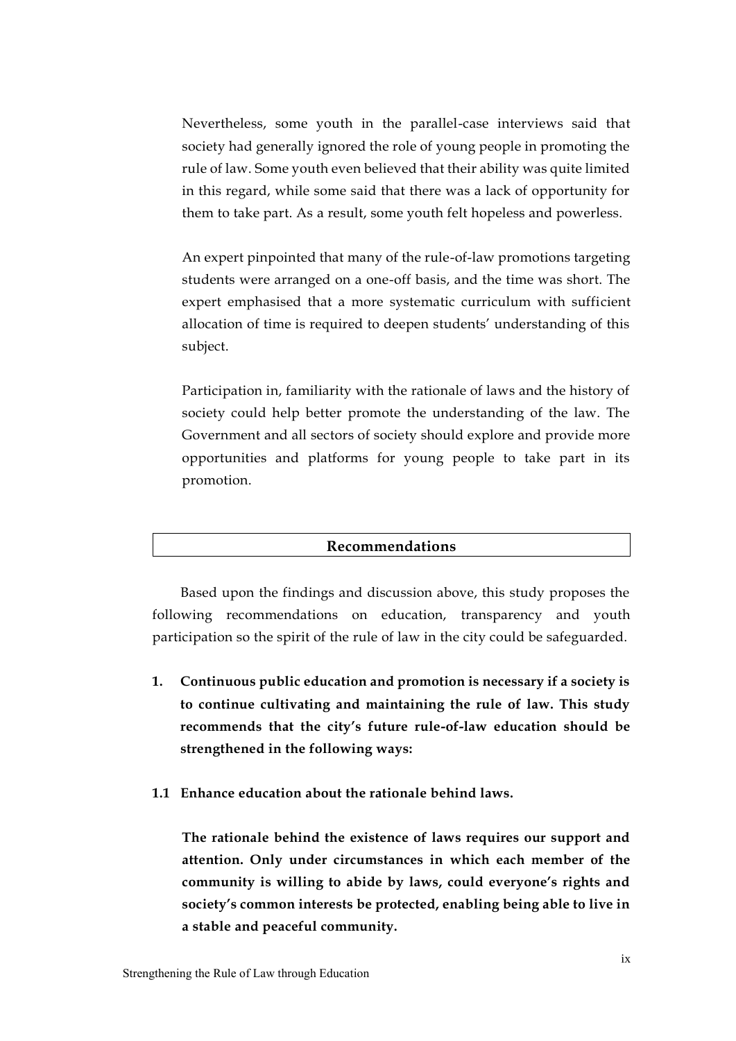Nevertheless, some youth in the parallel-case interviews said that society had generally ignored the role of young people in promoting the rule of law. Some youth even believed that their ability was quite limited in this regard, while some said that there was a lack of opportunity for them to take part. As a result, some youth felt hopeless and powerless.

An expert pinpointed that many of the rule-of-law promotions targeting students were arranged on a one-off basis, and the time was short. The expert emphasised that a more systematic curriculum with sufficient allocation of time is required to deepen students' understanding of this subject.

Participation in, familiarity with the rationale of laws and the history of society could help better promote the understanding of the law. The Government and all sectors of society should explore and provide more opportunities and platforms for young people to take part in its promotion.

## Recommendations

Based upon the findings and discussion above, this study proposes the following recommendations on education, transparency and youth participation so the spirit of the rule of law in the city could be safeguarded.

**1. Continuous public education and promotion is necessary if a society is to continue cultivating and maintaining the rule of law. This study recommends that the city's future rule-of-law education should be strengthened in the following ways:**

**1.1 Enhance education about the rationale behind laws.**

**The rationale behind the existence of laws requires our support and attention. Only under circumstances in which each member of the community is willing to abide by laws, could everyone's rights and society's common interests be protected, enabling being able to live in a stable and peaceful community.**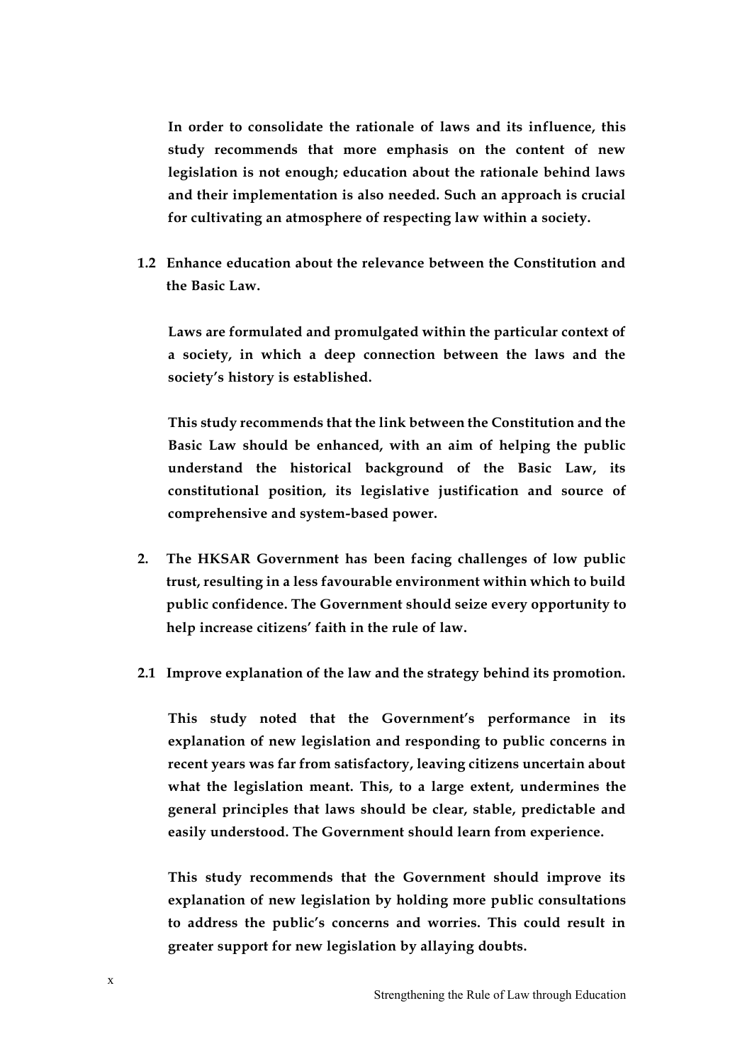**In order to consolidate the rationale of laws and its influence, this study recommends that more emphasis on the content of new legislation is not enough; education about the rationale behind laws and their implementation is also needed. Such an approach is crucial for cultivating an atmosphere of respecting law within a society.**

**1.2 Enhance education about the relevance between the Constitution and the Basic Law.**

**Laws are formulated and promulgated within the particular context of a society, in which a deep connection between the laws and the society's history is established.**

**This study recommends that the link between the Constitution and the Basic Law should be enhanced, with an aim of helping the public understand the historical background of the Basic Law, its constitutional position, its legislative justification and source of comprehensive and system-based power.**

**2. The HKSAR Government has been facing challenges of low public trust, resulting in a less favourable environment within which to build public confidence. The Government should seize every opportunity to help increase citizens' faith in the rule of law.**

**2.1 Improve explanation of the law and the strategy behind its promotion.**

**This study noted that the Government's performance in its explanation of new legislation and responding to public concerns in recent years was far from satisfactory, leaving citizens uncertain about what the legislation meant. This, to a large extent, undermines the general principles that laws should be clear, stable, predictable and easily understood. The Government should learn from experience.**

**This study recommends that the Government should improve its explanation of new legislation by holding more public consultations to address the public's concerns and worries. This could result in greater support for new legislation by allaying doubts.**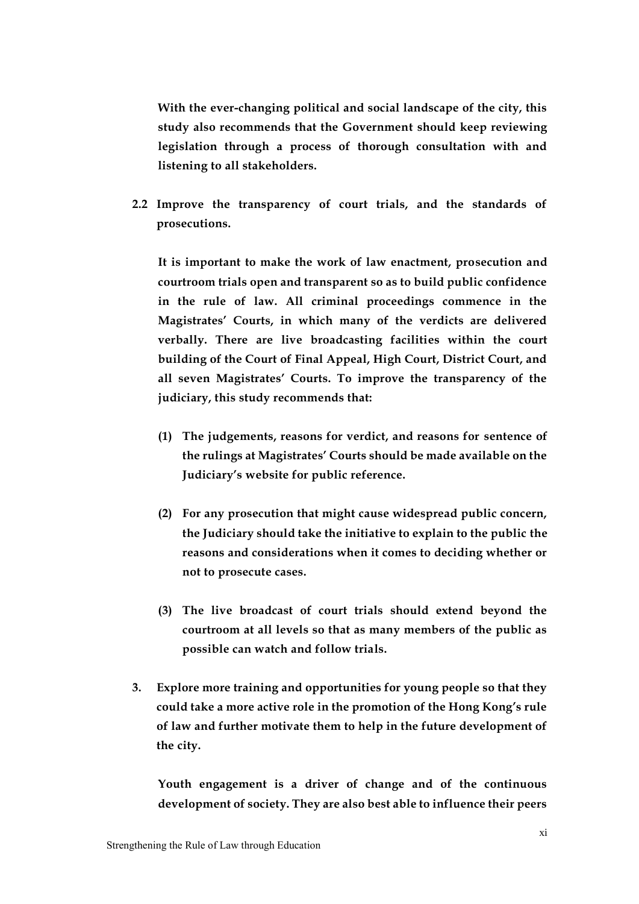**With the ever-changing political and social landscape of the city, this study also recommends that the Government should keep reviewing legislation through a process of thorough consultation with and listening to all stakeholders.**

**2.2 Improve the transparency of court trials, and the standards of prosecutions.**

**It is important to make the work of law enactment, prosecution and courtroom trials open and transparent so as to build public confidence in the rule of law. All criminal proceedings commence in the Magistrates' Courts, in which many of the verdicts are delivered verbally. There are live broadcasting facilities within the court building of the Court of Final Appeal, High Court, District Court, and all seven Magistrates' Courts. To improve the transparency of the judiciary, this study recommends that:**

**(1) The judgements, reasons for verdict, and reasons for sentence of the rulings at Magistrates' Courts should be made available on the Judiciary's website for public reference.**

**(2) For any prosecution that might cause widespread public concern, the Judiciary should take the initiative to explain to the public the reasons and considerations when it comes to deciding whether or not to prosecute cases.**

**(3) The live broadcast of court trials should extend beyond the courtroom at all levels so that as many members of the public as possible can watch and follow trials.**

**3. Explore more training and opportunities for young people so that they could take a more active role in the promotion of the Hong Kong's rule of law and further motivate them to help in the future development of the city.**

**Youth engagement is a driver of change and of the continuous development of society. They are also best able to influence their peers**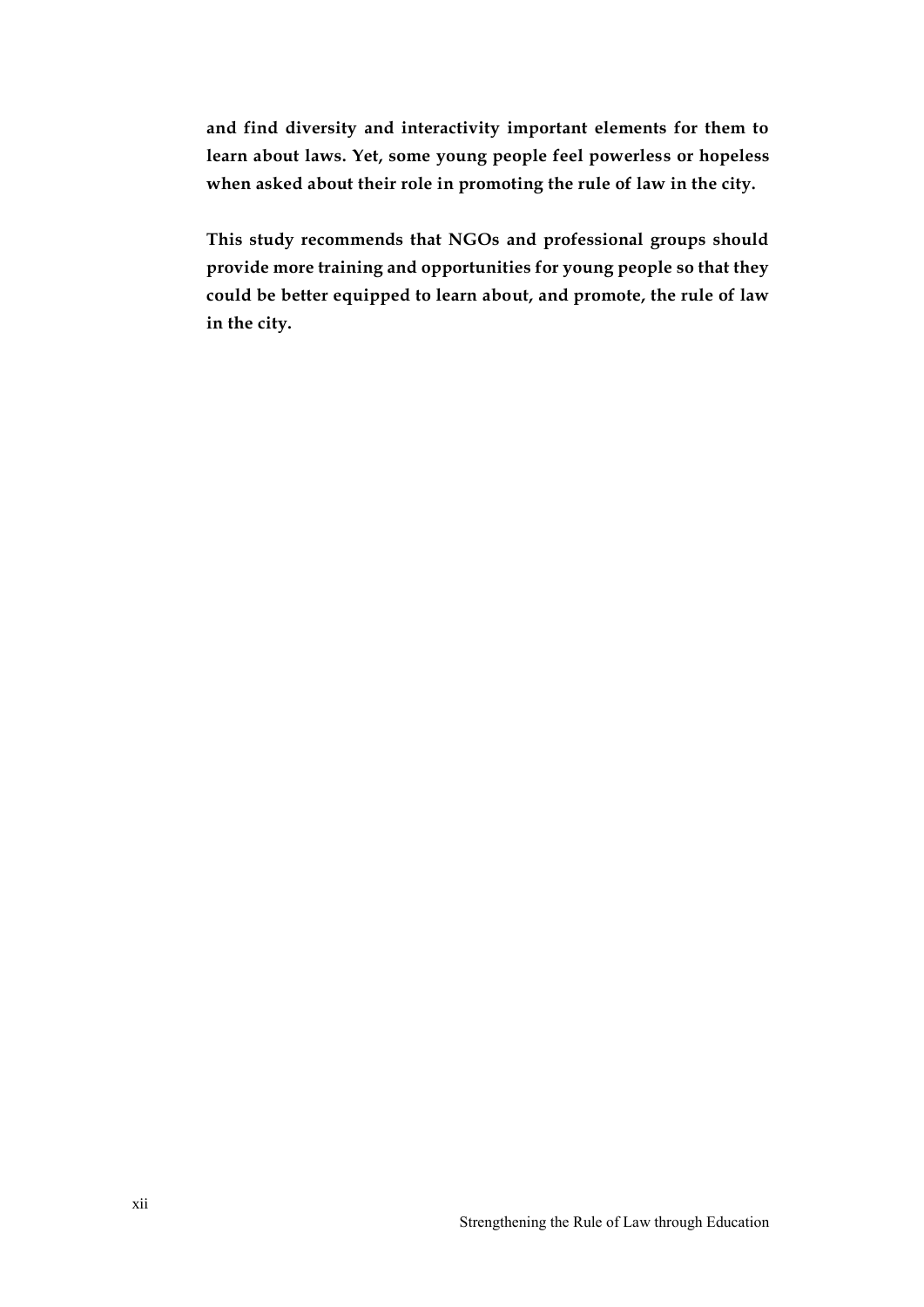**and find diversity and interactivity important elements for them to learn about laws. Yet, some young people feel powerless or hopeless when asked about their role in promoting the rule of law in the city.**

**This study recommends that NGOs and professional groups should provide more training and opportunities for young people so that they could be better equipped to learn about, and promote, the rule of law in the city.**